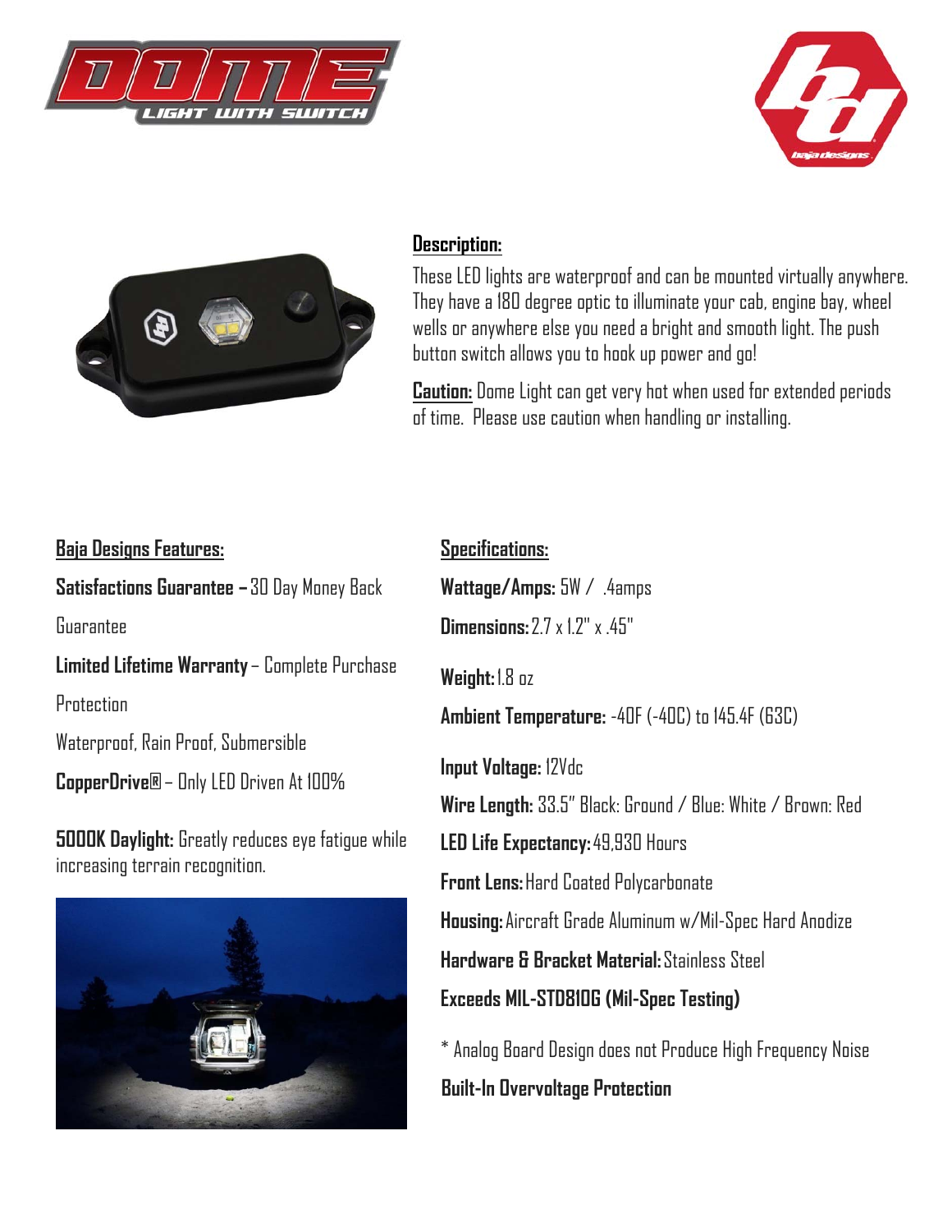# DOME LIGHT WITH SWITCH

## Description:

These LED lights are waterproof and can be mounted virtually anywhere. They have a 180 degree optic to illuminate your cab, engine bay, wheel wells or anywhere else you need a bright and smooth light. The push button switch allows you to hook up power and go!

**Caution:** Dome Light can get very hot when used for extended periods of time. Please use caution when handling or installing.

## Baja Designs Features:

**Satisfactions Guarantee –** 30 Day Money Back Guarantee

**Limited Lifetime Warranty** – Complete Purchase Protection

Waterproof, Rain Proof, Submersible

**CopperDrive®** – Only LED Driven At 100%

**5000K Daylight:** Greatly reduces eye fatigue while increasing terrain recognition.

## Specifications:

**Wattage/Amps:** 5W / .4amps

**Dimensions:** 2.7 x 1.2" x .45"

**Weight:** 1.8 oz

**Ambient Temperature:** -40F (-40C) to 145.4F (63C)

**Input Voltage:** 12Vdc

**Wire Length:** 33.5" Black: Ground / Blue: White / Brown: Red

**LED Life Expectancy:** 49,930 Hours

**Front Lens:** Hard Coated Polycarbonate

**Housing:** Aircraft Grade Aluminum w/Mil-Spec Hard Anodize

**Hardware & Bracket Material:** Stainless Steel

**Exceeds MIL-STD810G (Mil-Spec Testing)**

* Analog Board Design does not Produce High Frequency Noise

**Built-In Overvoltage Protection**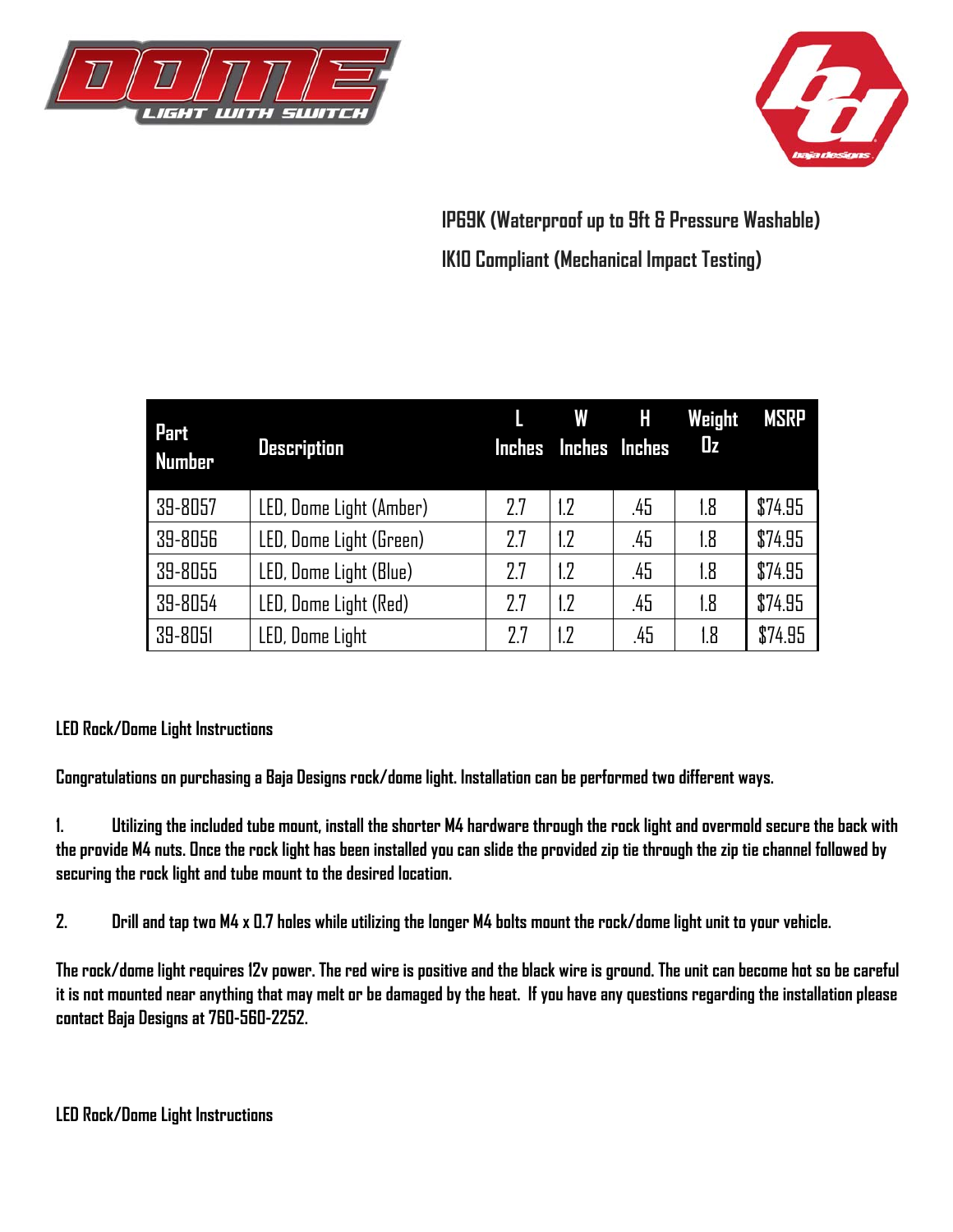# DOME LIGHT WITH SWITCH

IP69K (Waterproof up to 9ft & Pressure Washable)

IK10 Compliant (Mechanical Impact Testing)

| Part Number | Description | L Inches | W Inches | H Inches | Weight Oz | MSRP |
|---|---|---|---|---|---|---|
| 39-8057 | LED, Dome Light (Amber) | 2.7 | 1.2 | .45 | 1.8 | $74.95 |
| 39-8056 | LED, Dome Light (Green) | 2.7 | 1.2 | .45 | 1.8 | $74.95 |
| 39-8055 | LED, Dome Light (Blue) | 2.7 | 1.2 | .45 | 1.8 | $74.95 |
| 39-8054 | LED, Dome Light (Red) | 2.7 | 1.2 | .45 | 1.8 | $74.95 |
| 39-8051 | LED, Dome Light | 2.7 | 1.2 | .45 | 1.8 | $74.95 |

**LED Rock/Dome Light Instructions**

**Congratulations on purchasing a Baja Designs rock/dome light. Installation can be performed two different ways.**

1. **Utilizing the included tube mount, install the shorter M4 hardware through the rock light and overmold secure the back with the provide M4 nuts. Once the rock light has been installed you can slide the provided zip tie through the zip tie channel followed by securing the rock light and tube mount to the desired location.**

2. **Drill and tap two M4 x 0.7 holes while utilizing the longer M4 bolts mount the rock/dome light unit to your vehicle.**

**The rock/dome light requires 12v power. The red wire is positive and the black wire is ground. The unit can become hot so be careful it is not mounted near anything that may melt or be damaged by the heat. If you have any questions regarding the installation please contact Baja Designs at 760-560-2252.**

**LED Rock/Dome Light Instructions**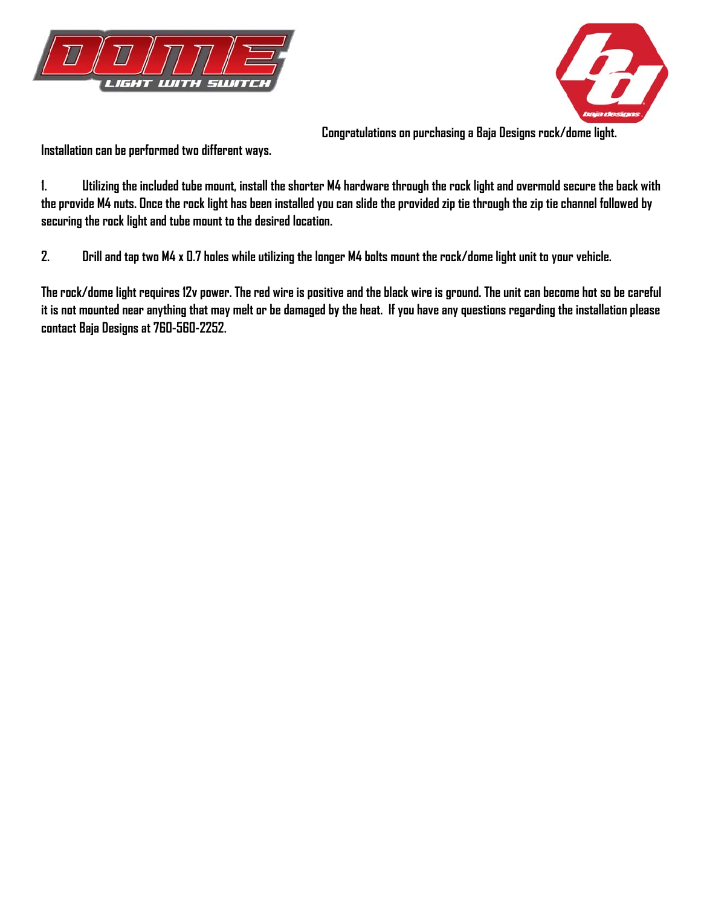# DOME LIGHT WITH SWITCH

Congratulations on purchasing a Baja Designs rock/dome light.

Installation can be performed two different ways.

1. Utilizing the included tube mount, install the shorter M4 hardware through the rock light and overmold secure the back with the provide M4 nuts. Once the rock light has been installed you can slide the provided zip tie through the zip tie channel followed by securing the rock light and tube mount to the desired location.

2. Drill and tap two M4 x 0.7 holes while utilizing the longer M4 bolts mount the rock/dome light unit to your vehicle.

The rock/dome light requires 12v power. The red wire is positive and the black wire is ground. The unit can become hot so be careful it is not mounted near anything that may melt or be damaged by the heat. If you have any questions regarding the installation please contact Baja Designs at 760-560-2252.